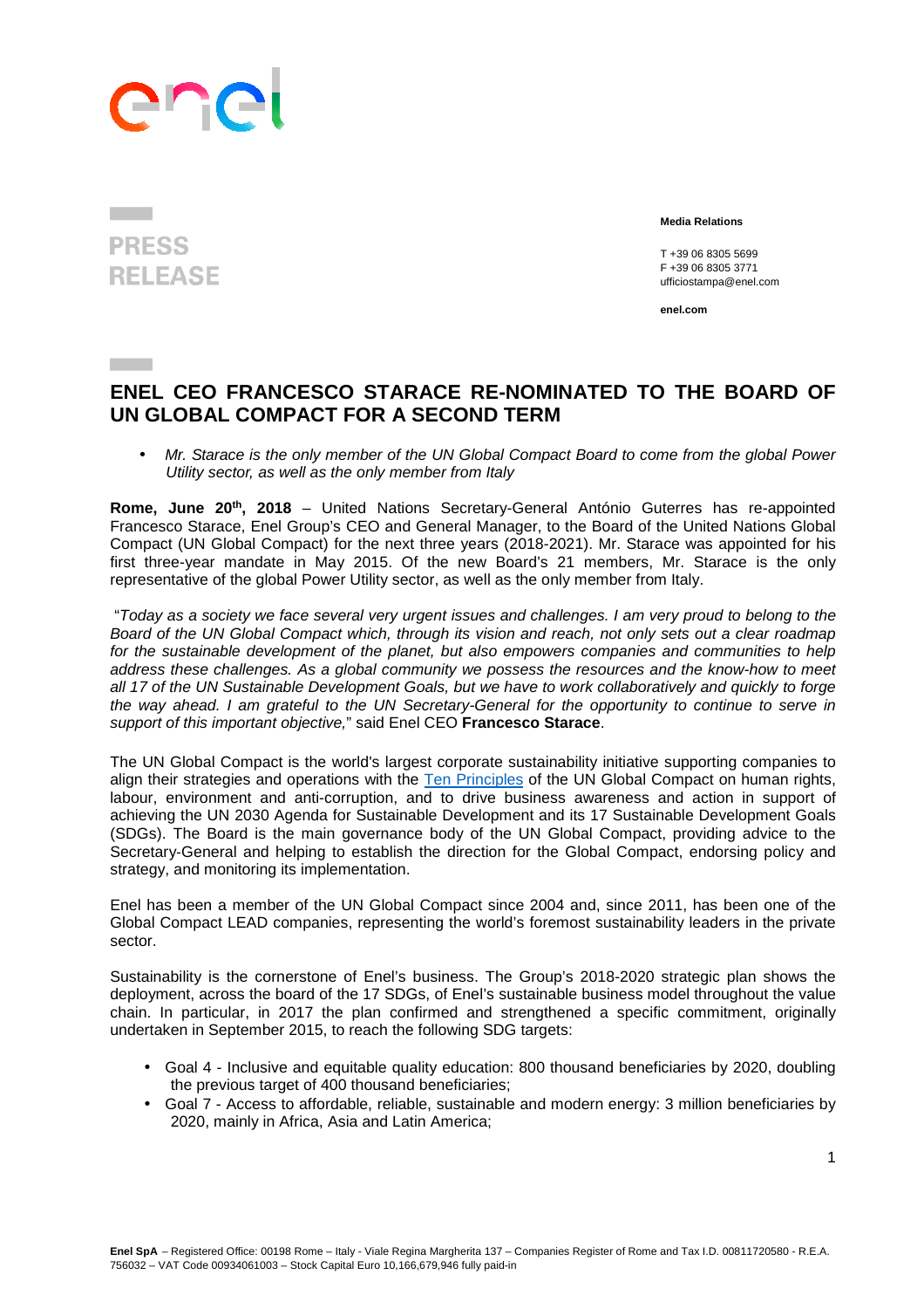PRESS RELEASE

**Media Relations**

T +39 06 8305 5699
F +39 06 8305 3771
ufficiostampa@enel.com

**enel.com**

# ENEL CEO FRANCESCO STARACE RE-NOMINATED TO THE BOARD OF UN GLOBAL COMPACT FOR A SECOND TERM

- *Mr. Starace is the only member of the UN Global Compact Board to come from the global Power Utility sector, as well as the only member from Italy*

**Rome, June 20th, 2018** – United Nations Secretary-General António Guterres has re-appointed Francesco Starace, Enel Group's CEO and General Manager, to the Board of the United Nations Global Compact (UN Global Compact) for the next three years (2018-2021). Mr. Starace was appointed for his first three-year mandate in May 2015. Of the new Board's 21 members, Mr. Starace is the only representative of the global Power Utility sector, as well as the only member from Italy.

"*Today as a society we face several very urgent issues and challenges. I am very proud to belong to the Board of the UN Global Compact which, through its vision and reach, not only sets out a clear roadmap for the sustainable development of the planet, but also empowers companies and communities to help address these challenges. As a global community we possess the resources and the know-how to meet all 17 of the UN Sustainable Development Goals, but we have to work collaboratively and quickly to forge the way ahead. I am grateful to the UN Secretary-General for the opportunity to continue to serve in support of this important objective,*" said Enel CEO **Francesco Starace**.

The UN Global Compact is the world's largest corporate sustainability initiative supporting companies to align their strategies and operations with the Ten Principles of the UN Global Compact on human rights, labour, environment and anti-corruption, and to drive business awareness and action in support of achieving the UN 2030 Agenda for Sustainable Development and its 17 Sustainable Development Goals (SDGs). The Board is the main governance body of the UN Global Compact, providing advice to the Secretary-General and helping to establish the direction for the Global Compact, endorsing policy and strategy, and monitoring its implementation.

Enel has been a member of the UN Global Compact since 2004 and, since 2011, has been one of the Global Compact LEAD companies, representing the world's foremost sustainability leaders in the private sector.

Sustainability is the cornerstone of Enel's business. The Group's 2018-2020 strategic plan shows the deployment, across the board of the 17 SDGs, of Enel's sustainable business model throughout the value chain. In particular, in 2017 the plan confirmed and strengthened a specific commitment, originally undertaken in September 2015, to reach the following SDG targets:

- Goal 4 - Inclusive and equitable quality education: 800 thousand beneficiaries by 2020, doubling the previous target of 400 thousand beneficiaries;
- Goal 7 - Access to affordable, reliable, sustainable and modern energy: 3 million beneficiaries by 2020, mainly in Africa, Asia and Latin America;

**Enel SpA** – Registered Office: 00198 Rome – Italy - Viale Regina Margherita 137 – Companies Register of Rome and Tax I.D. 00811720580 - R.E.A. 756032 – VAT Code 00934061003 – Stock Capital Euro 10,166,679,946 fully paid-in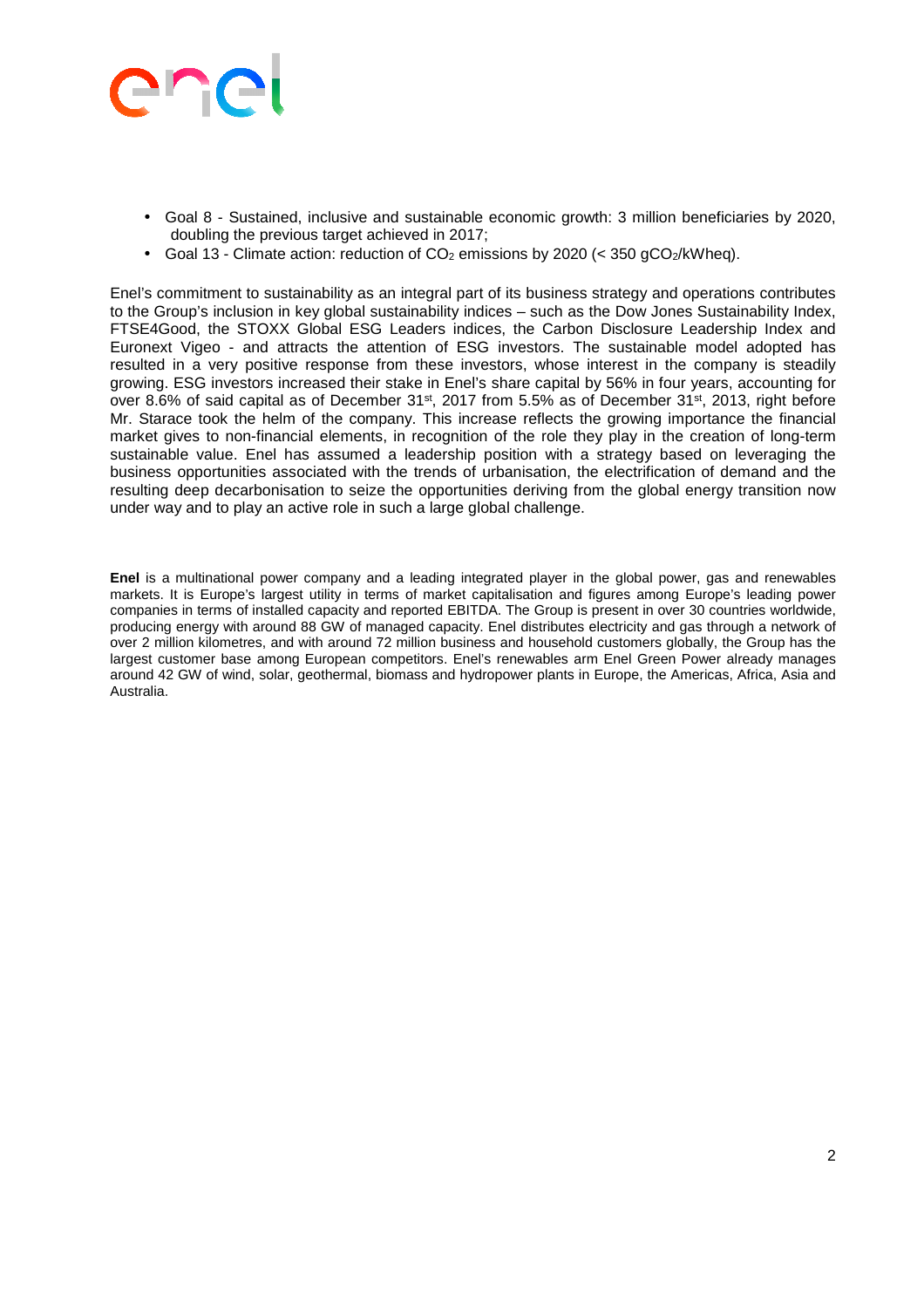- Goal 8 - Sustained, inclusive and sustainable economic growth: 3 million beneficiaries by 2020, doubling the previous target achieved in 2017;
- Goal 13 - Climate action: reduction of $CO_2$ emissions by 2020 (< 350 $gCO_2/kWheq$).

Enel's commitment to sustainability as an integral part of its business strategy and operations contributes to the Group's inclusion in key global sustainability indices – such as the Dow Jones Sustainability Index, FTSE4Good, the STOXX Global ESG Leaders indices, the Carbon Disclosure Leadership Index and Euronext Vigeo - and attracts the attention of ESG investors. The sustainable model adopted has resulted in a very positive response from these investors, whose interest in the company is steadily growing. ESG investors increased their stake in Enel's share capital by 56% in four years, accounting for over 8.6% of said capital as of December 31st, 2017 from 5.5% as of December 31st, 2013, right before Mr. Starace took the helm of the company. This increase reflects the growing importance the financial market gives to non-financial elements, in recognition of the role they play in the creation of long-term sustainable value. Enel has assumed a leadership position with a strategy based on leveraging the business opportunities associated with the trends of urbanisation, the electrification of demand and the resulting deep decarbonisation to seize the opportunities deriving from the global energy transition now under way and to play an active role in such a large global challenge.

**Enel** is a multinational power company and a leading integrated player in the global power, gas and renewables markets. It is Europe's largest utility in terms of market capitalisation and figures among Europe's leading power companies in terms of installed capacity and reported EBITDA. The Group is present in over 30 countries worldwide, producing energy with around 88 GW of managed capacity. Enel distributes electricity and gas through a network of over 2 million kilometres, and with around 72 million business and household customers globally, the Group has the largest customer base among European competitors. Enel's renewables arm Enel Green Power already manages around 42 GW of wind, solar, geothermal, biomass and hydropower plants in Europe, the Americas, Africa, Asia and Australia.